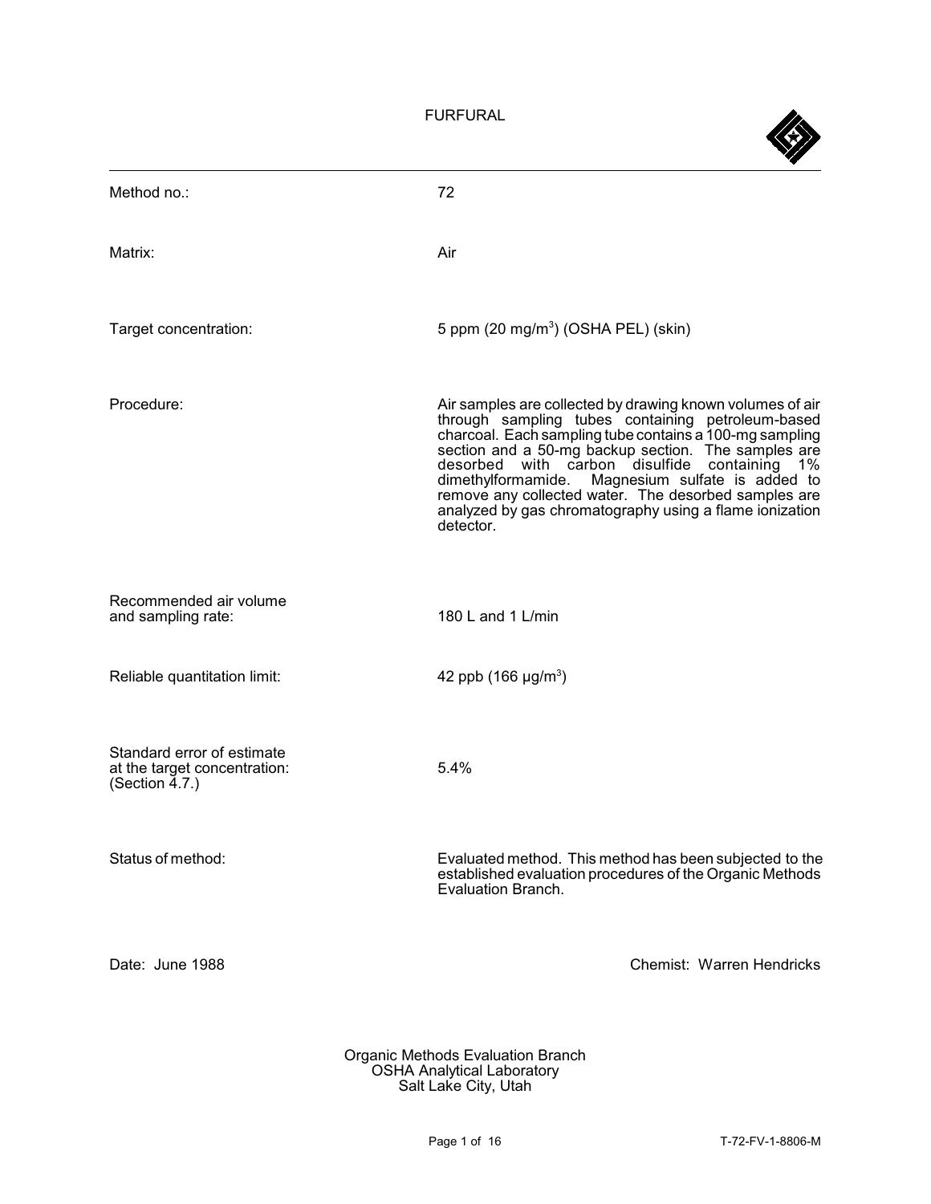# FURFURAL

| | |
|---|---|
| Method no.: | 72 |
| Matrix: | Air |
| Target concentration: | 5 ppm (20 mg/m$^3$) (OSHA PEL) (skin) |
| Procedure: | Air samples are collected by drawing known volumes of air through sampling tubes containing petroleum-based charcoal. Each sampling tube contains a 100-mg sampling section and a 50-mg backup section. The samples are desorbed with carbon disulfide containing 1% dimethylformamide. Magnesium sulfate is added to remove any collected water. The desorbed samples are analyzed by gas chromatography using a flame ionization detector. |
| Recommended air volume and sampling rate: | 180 L and 1 L/min |
| Reliable quantitation limit: | 42 ppb (166 µg/m$^3$) |
| Standard error of estimate at the target concentration: (Section 4.7.) | 5.4% |
| Status of method: | Evaluated method. This method has been subjected to the established evaluation procedures of the Organic Methods Evaluation Branch. |

Date: June 1988

Chemist: Warren Hendricks

Organic Methods Evaluation Branch
OSHA Analytical Laboratory
Salt Lake City, Utah

T-72-FV-1-8806-M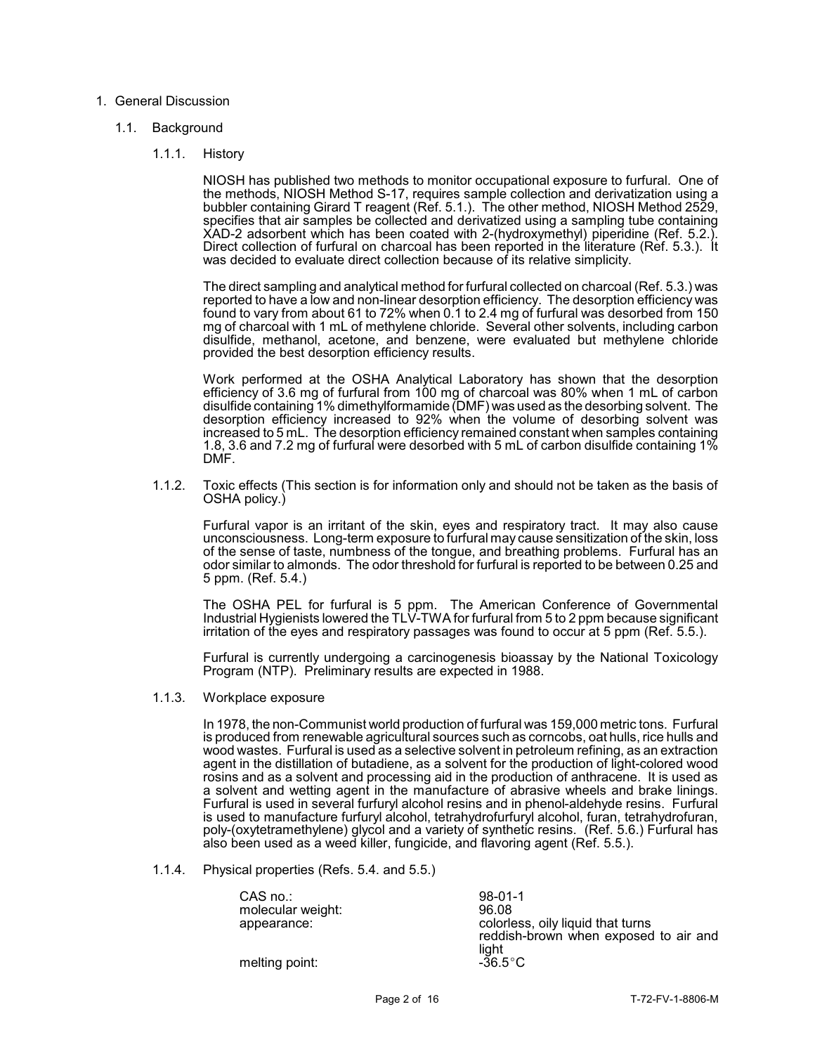# 1. General Discussion

## 1.1. Background

### 1.1.1. History

NIOSH has published two methods to monitor occupational exposure to furfural. One of the methods, NIOSH Method S-17, requires sample collection and derivatization using a bubbler containing Girard T reagent (Ref. 5.1.). The other method, NIOSH Method 2529, specifies that air samples be collected and derivatized using a sampling tube containing XAD-2 adsorbent which has been coated with 2-(hydroxymethyl) piperidine (Ref. 5.2.). Direct collection of furfural on charcoal has been reported in the literature (Ref. 5.3.). It was decided to evaluate direct collection because of its relative simplicity.

The direct sampling and analytical method for furfural collected on charcoal (Ref. 5.3.) was reported to have a low and non-linear desorption efficiency. The desorption efficiency was found to vary from about 61 to 72% when 0.1 to 2.4 mg of furfural was desorbed from 150 mg of charcoal with 1 mL of methylene chloride. Several other solvents, including carbon disulfide, methanol, acetone, and benzene, were evaluated but methylene chloride provided the best desorption efficiency results.

Work performed at the OSHA Analytical Laboratory has shown that the desorption efficiency of 3.6 mg of furfural from 100 mg of charcoal was 80% when 1 mL of carbon disulfide containing 1% dimethylformamide (DMF) was used as the desorbing solvent. The desorption efficiency increased to 92% when the volume of desorbing solvent was increased to 5 mL. The desorption efficiency remained constant when samples containing 1.8, 3.6 and 7.2 mg of furfural were desorbed with 5 mL of carbon disulfide containing 1% DMF.

### 1.1.2. Toxic effects (This section is for information only and should not be taken as the basis of OSHA policy.)

Furfural vapor is an irritant of the skin, eyes and respiratory tract. It may also cause unconsciousness. Long-term exposure to furfural may cause sensitization of the skin, loss of the sense of taste, numbness of the tongue, and breathing problems. Furfural has an odor similar to almonds. The odor threshold for furfural is reported to be between 0.25 and 5 ppm. (Ref. 5.4.)

The OSHA PEL for furfural is 5 ppm. The American Conference of Governmental Industrial Hygienists lowered the TLV-TWA for furfural from 5 to 2 ppm because significant irritation of the eyes and respiratory passages was found to occur at 5 ppm (Ref. 5.5.).

Furfural is currently undergoing a carcinogenesis bioassay by the National Toxicology Program (NTP). Preliminary results are expected in 1988.

### 1.1.3. Workplace exposure

In 1978, the non-Communist world production of furfural was 159,000 metric tons. Furfural is produced from renewable agricultural sources such as corncobs, oat hulls, rice hulls and wood wastes. Furfural is used as a selective solvent in petroleum refining, as an extraction agent in the distillation of butadiene, as a solvent for the production of light-colored wood rosins and as a solvent and processing aid in the production of anthracene. It is used as a solvent and wetting agent in the manufacture of abrasive wheels and brake linings. Furfural is used in several furfuryl alcohol resins and in phenol-aldehyde resins. Furfural is used to manufacture furfuryl alcohol, tetrahydrofurfuryl alcohol, furan, tetrahydrofuran, poly-(oxytetramethylene) glycol and a variety of synthetic resins. (Ref. 5.6.) Furfural has also been used as a weed killer, fungicide, and flavoring agent (Ref. 5.5.).

### 1.1.4. Physical properties (Refs. 5.4. and 5.5.)

| | |
|---|---|
| CAS no.: | 98-01-1 |
| molecular weight: | 96.08 |
| appearance: | colorless, oily liquid that turns reddish-brown when exposed to air and light |
| melting point: | -36.5°C |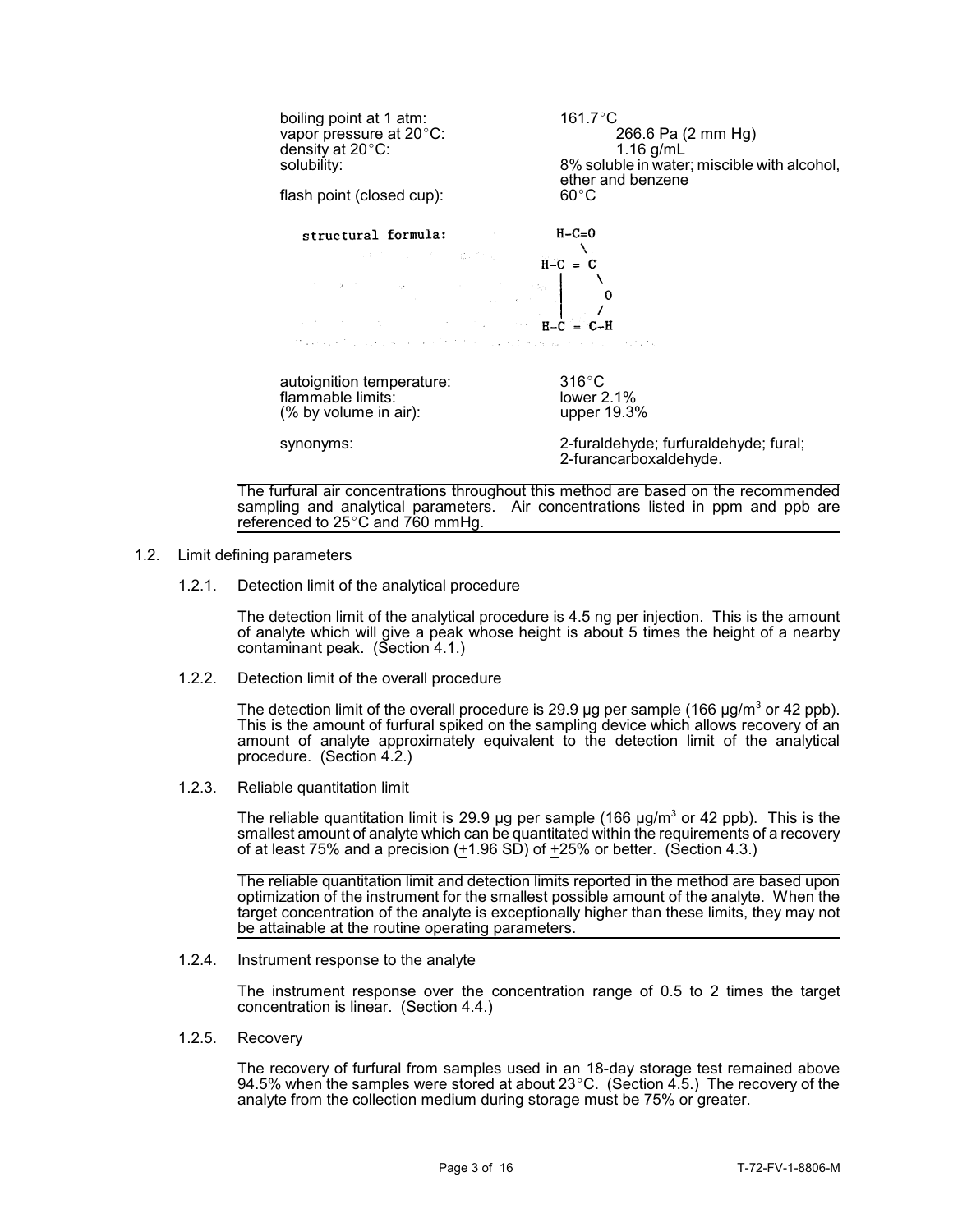| | |
|---|---|
| boiling point at 1 atm: | 161.7°C |
| vapor pressure at 20°C: | 266.6 Pa (2 mm Hg) |
| density at 20°C: | 1.16 g/mL |
| solubility: | 8% soluble in water; miscible with alcohol, ether and benzene |
| flash point (closed cup): | 60°C |

structural formula:

```
        H-C=O
           \
      H-C = C
       |     \
       |      O
       |     /
      H-C = C-H
```

| | |
|---|---|
| autoignition temperature: | 316°C |
| flammable limits: (% by volume in air): | lower 2.1% upper 19.3% |
| synonyms: | 2-furaldehyde; furfuraldehyde; fural; 2-furancarboxaldehyde. |

The furfural air concentrations throughout this method are based on the recommended sampling and analytical parameters. Air concentrations listed in ppm and ppb are referenced to 25°C and 760 mmHg.

1.2. Limit defining parameters

1.2.1. Detection limit of the analytical procedure

The detection limit of the analytical procedure is 4.5 ng per injection. This is the amount of analyte which will give a peak whose height is about 5 times the height of a nearby contaminant peak. (Section 4.1.)

1.2.2. Detection limit of the overall procedure

The detection limit of the overall procedure is 29.9 µg per sample (166 µg/m$^3$ or 42 ppb). This is the amount of furfural spiked on the sampling device which allows recovery of an amount of analyte approximately equivalent to the detection limit of the analytical procedure. (Section 4.2.)

1.2.3. Reliable quantitation limit

The reliable quantitation limit is 29.9 µg per sample (166 µg/m$^3$ or 42 ppb). This is the smallest amount of analyte which can be quantitated within the requirements of a recovery of at least 75% and a precision (±1.96 SD) of ±25% or better. (Section 4.3.)

The reliable quantitation limit and detection limits reported in the method are based upon optimization of the instrument for the smallest possible amount of the analyte. When the target concentration of the analyte is exceptionally higher than these limits, they may not be attainable at the routine operating parameters.

1.2.4. Instrument response to the analyte

The instrument response over the concentration range of 0.5 to 2 times the target concentration is linear. (Section 4.4.)

1.2.5. Recovery

The recovery of furfural from samples used in an 18-day storage test remained above 94.5% when the samples were stored at about 23°C. (Section 4.5.) The recovery of the analyte from the collection medium during storage must be 75% or greater.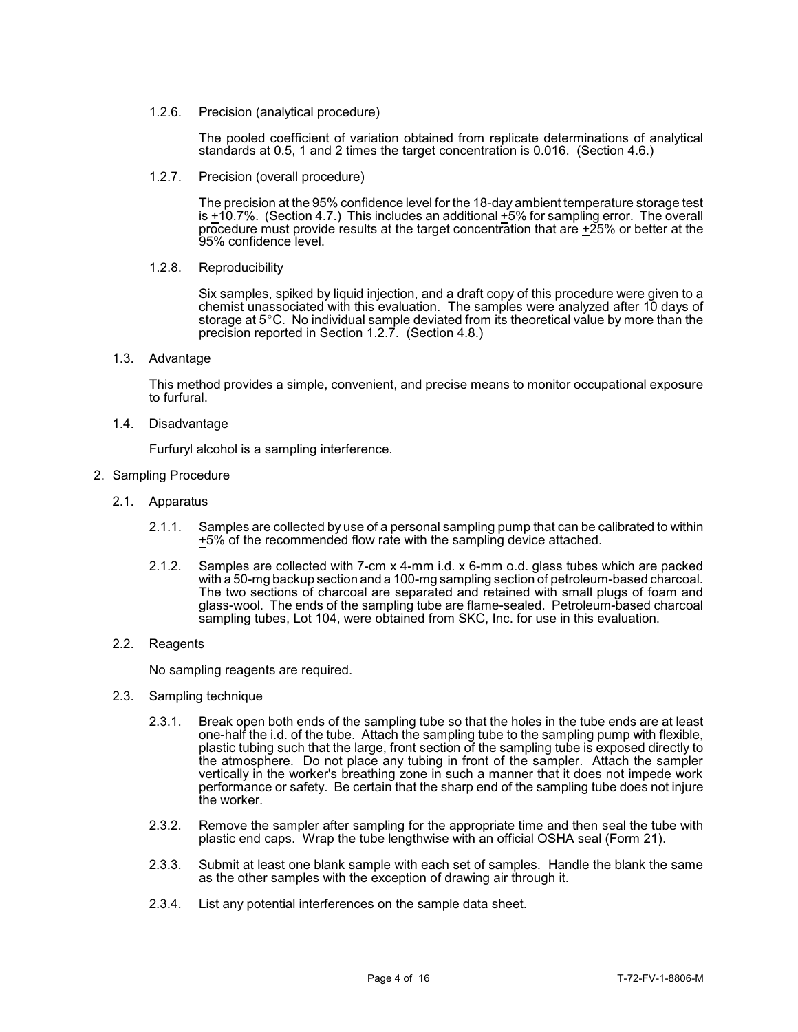1.2.6. Precision (analytical procedure)

The pooled coefficient of variation obtained from replicate determinations of analytical standards at 0.5, 1 and 2 times the target concentration is 0.016. (Section 4.6.)

1.2.7. Precision (overall procedure)

The precision at the 95% confidence level for the 18-day ambient temperature storage test is ±10.7%. (Section 4.7.) This includes an additional ±5% for sampling error. The overall procedure must provide results at the target concentration that are ±25% or better at the 95% confidence level.

1.2.8. Reproducibility

Six samples, spiked by liquid injection, and a draft copy of this procedure were given to a chemist unassociated with this evaluation. The samples were analyzed after 10 days of storage at 5°C. No individual sample deviated from its theoretical value by more than the precision reported in Section 1.2.7. (Section 4.8.)

1.3. Advantage

This method provides a simple, convenient, and precise means to monitor occupational exposure to furfural.

1.4. Disadvantage

Furfuryl alcohol is a sampling interference.

2. Sampling Procedure

2.1. Apparatus

2.1.1. Samples are collected by use of a personal sampling pump that can be calibrated to within ±5% of the recommended flow rate with the sampling device attached.

2.1.2. Samples are collected with 7-cm x 4-mm i.d. x 6-mm o.d. glass tubes which are packed with a 50-mg backup section and a 100-mg sampling section of petroleum-based charcoal. The two sections of charcoal are separated and retained with small plugs of foam and glass-wool. The ends of the sampling tube are flame-sealed. Petroleum-based charcoal sampling tubes, Lot 104, were obtained from SKC, Inc. for use in this evaluation.

2.2. Reagents

No sampling reagents are required.

2.3. Sampling technique

2.3.1. Break open both ends of the sampling tube so that the holes in the tube ends are at least one-half the i.d. of the tube. Attach the sampling tube to the sampling pump with flexible, plastic tubing such that the large, front section of the sampling tube is exposed directly to the atmosphere. Do not place any tubing in front of the sampler. Attach the sampler vertically in the worker's breathing zone in such a manner that it does not impede work performance or safety. Be certain that the sharp end of the sampling tube does not injure the worker.

2.3.2. Remove the sampler after sampling for the appropriate time and then seal the tube with plastic end caps. Wrap the tube lengthwise with an official OSHA seal (Form 21).

2.3.3. Submit at least one blank sample with each set of samples. Handle the blank the same as the other samples with the exception of drawing air through it.

2.3.4. List any potential interferences on the sample data sheet.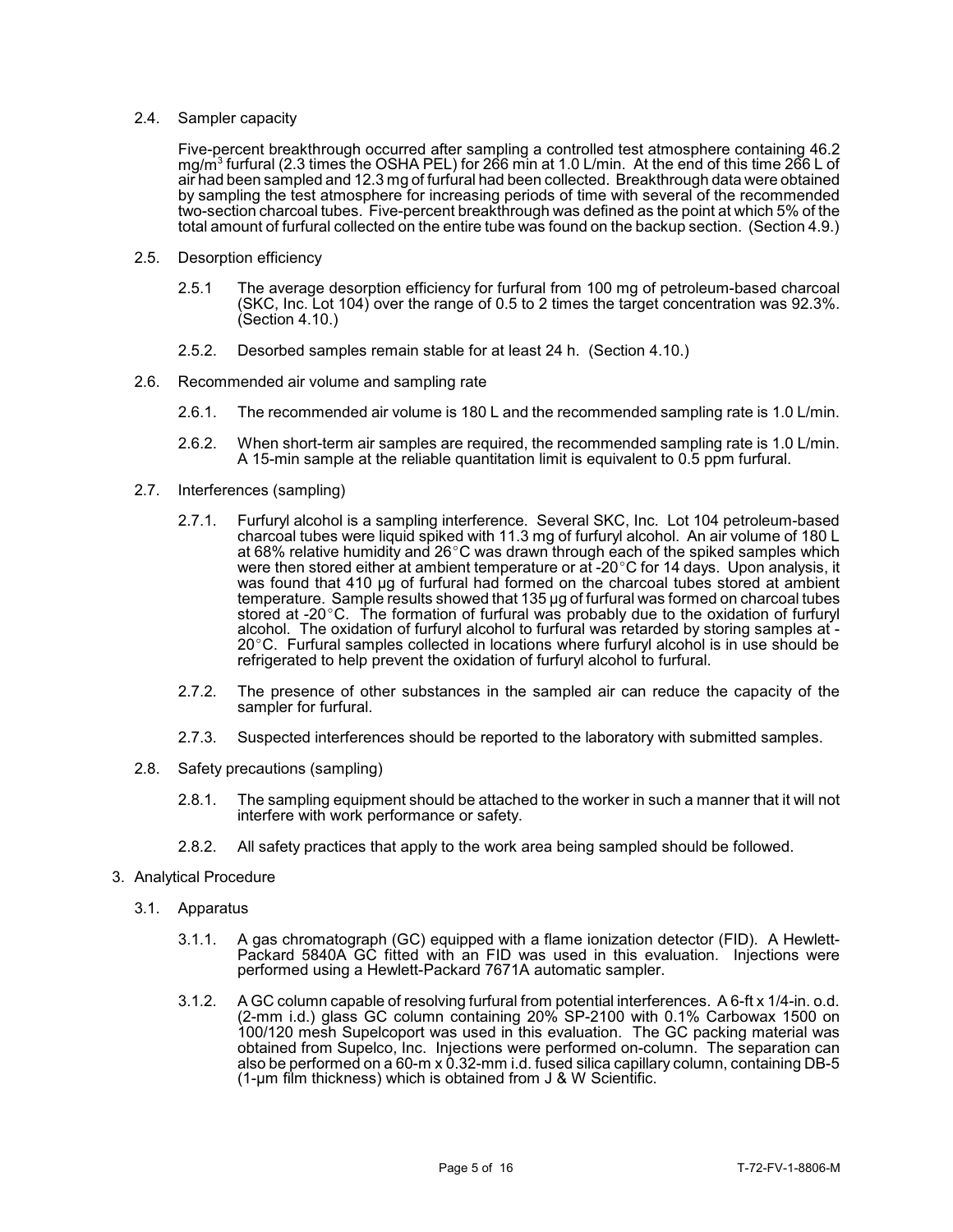2.4. Sampler capacity

Five-percent breakthrough occurred after sampling a controlled test atmosphere containing 46.2 mg/m$^3$ furfural (2.3 times the OSHA PEL) for 266 min at 1.0 L/min. At the end of this time 266 L of air had been sampled and 12.3 mg of furfural had been collected. Breakthrough data were obtained by sampling the test atmosphere for increasing periods of time with several of the recommended two-section charcoal tubes. Five-percent breakthrough was defined as the point at which 5% of the total amount of furfural collected on the entire tube was found on the backup section. (Section 4.9.)

2.5. Desorption efficiency

2.5.1 The average desorption efficiency for furfural from 100 mg of petroleum-based charcoal (SKC, Inc. Lot 104) over the range of 0.5 to 2 times the target concentration was 92.3%. (Section 4.10.)

2.5.2. Desorbed samples remain stable for at least 24 h. (Section 4.10.)

2.6. Recommended air volume and sampling rate

2.6.1. The recommended air volume is 180 L and the recommended sampling rate is 1.0 L/min.

2.6.2. When short-term air samples are required, the recommended sampling rate is 1.0 L/min. A 15-min sample at the reliable quantitation limit is equivalent to 0.5 ppm furfural.

2.7. Interferences (sampling)

2.7.1. Furfuryl alcohol is a sampling interference. Several SKC, Inc. Lot 104 petroleum-based charcoal tubes were liquid spiked with 11.3 mg of furfuryl alcohol. An air volume of 180 L at 68% relative humidity and 26°C was drawn through each of the spiked samples which were then stored either at ambient temperature or at -20°C for 14 days. Upon analysis, it was found that 410 µg of furfural had formed on the charcoal tubes stored at ambient temperature. Sample results showed that 135 µg of furfural was formed on charcoal tubes stored at -20°C. The formation of furfural was probably due to the oxidation of furfuryl alcohol. The oxidation of furfuryl alcohol to furfural was retarded by storing samples at -20°C. Furfural samples collected in locations where furfuryl alcohol is in use should be refrigerated to help prevent the oxidation of furfuryl alcohol to furfural.

2.7.2. The presence of other substances in the sampled air can reduce the capacity of the sampler for furfural.

2.7.3. Suspected interferences should be reported to the laboratory with submitted samples.

2.8. Safety precautions (sampling)

2.8.1. The sampling equipment should be attached to the worker in such a manner that it will not interfere with work performance or safety.

2.8.2. All safety practices that apply to the work area being sampled should be followed.

## 3. Analytical Procedure

3.1. Apparatus

3.1.1. A gas chromatograph (GC) equipped with a flame ionization detector (FID). A Hewlett-Packard 5840A GC fitted with an FID was used in this evaluation. Injections were performed using a Hewlett-Packard 7671A automatic sampler.

3.1.2. A GC column capable of resolving furfural from potential interferences. A 6-ft x 1/4-in. o.d. (2-mm i.d.) glass GC column containing 20% SP-2100 with 0.1% Carbowax 1500 on 100/120 mesh Supelcoport was used in this evaluation. The GC packing material was obtained from Supelco, Inc. Injections were performed on-column. The separation can also be performed on a 60-m x 0.32-mm i.d. fused silica capillary column, containing DB-5 (1-µm film thickness) which is obtained from J & W Scientific.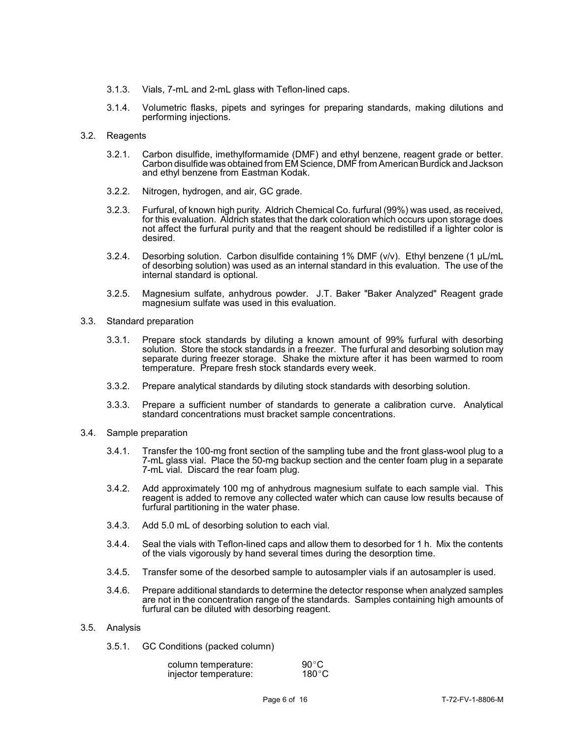3.1.3. Vials, 7-mL and 2-mL glass with Teflon-lined caps.

3.1.4. Volumetric flasks, pipets and syringes for preparing standards, making dilutions and performing injections.

3.2. Reagents

3.2.1. Carbon disulfide, imethylformamide (DMF) and ethyl benzene, reagent grade or better. Carbon disulfide was obtained from EM Science, DMF from American Burdick and Jackson and ethyl benzene from Eastman Kodak.

3.2.2. Nitrogen, hydrogen, and air, GC grade.

3.2.3. Furfural, of known high purity. Aldrich Chemical Co. furfural (99%) was used, as received, for this evaluation. Aldrich states that the dark coloration which occurs upon storage does not affect the furfural purity and that the reagent should be redistilled if a lighter color is desired.

3.2.4. Desorbing solution. Carbon disulfide containing 1% DMF (v/v). Ethyl benzene (1 µL/mL of desorbing solution) was used as an internal standard in this evaluation. The use of the internal standard is optional.

3.2.5. Magnesium sulfate, anhydrous powder. J.T. Baker "Baker Analyzed" Reagent grade magnesium sulfate was used in this evaluation.

3.3. Standard preparation

3.3.1. Prepare stock standards by diluting a known amount of 99% furfural with desorbing solution. Store the stock standards in a freezer. The furfural and desorbing solution may separate during freezer storage. Shake the mixture after it has been warmed to room temperature. Prepare fresh stock standards every week.

3.3.2. Prepare analytical standards by diluting stock standards with desorbing solution.

3.3.3. Prepare a sufficient number of standards to generate a calibration curve. Analytical standard concentrations must bracket sample concentrations.

3.4. Sample preparation

3.4.1. Transfer the 100-mg front section of the sampling tube and the front glass-wool plug to a 7-mL glass vial. Place the 50-mg backup section and the center foam plug in a separate 7-mL vial. Discard the rear foam plug.

3.4.2. Add approximately 100 mg of anhydrous magnesium sulfate to each sample vial. This reagent is added to remove any collected water which can cause low results because of furfural partitioning in the water phase.

3.4.3. Add 5.0 mL of desorbing solution to each vial.

3.4.4. Seal the vials with Teflon-lined caps and allow them to desorbed for 1 h. Mix the contents of the vials vigorously by hand several times during the desorption time.

3.4.5. Transfer some of the desorbed sample to autosampler vials if an autosampler is used.

3.4.6. Prepare additional standards to determine the detector response when analyzed samples are not in the concentration range of the standards. Samples containing high amounts of furfural can be diluted with desorbing reagent.

3.5. Analysis

3.5.1. GC Conditions (packed column)

| | |
|---|---|
| column temperature: | 90°C |
| injector temperature: | 180°C |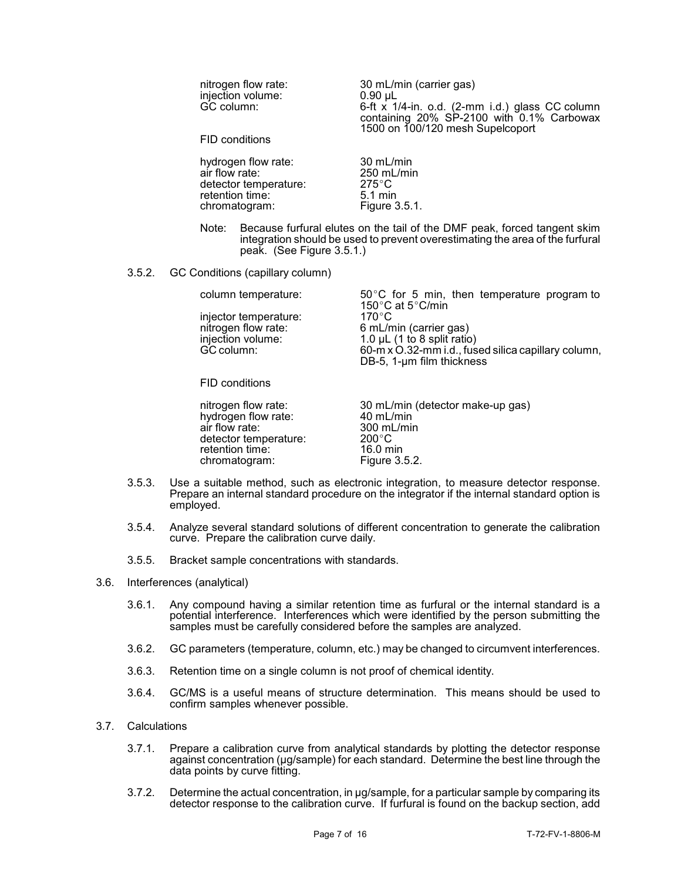| | |
|---|---|
| nitrogen flow rate: | 30 mL/min (carrier gas) |
| injection volume: | 0.90 µL |
| GC column: | 6-ft x 1/4-in. o.d. (2-mm i.d.) glass CC column containing 20% SP-2100 with 0.1% Carbowax 1500 on 100/120 mesh Supelcoport |

FID conditions

| | |
|---|---|
| hydrogen flow rate: | 30 mL/min |
| air flow rate: | 250 mL/min |
| detector temperature: | 275°C |
| retention time: | 5.1 min |
| chromatogram: | Figure 3.5.1. |

Note: Because furfural elutes on the tail of the DMF peak, forced tangent skim integration should be used to prevent overestimating the area of the furfural peak. (See Figure 3.5.1.)

3.5.2. GC Conditions (capillary column)

| | |
|---|---|
| column temperature: | 50°C for 5 min, then temperature program to 150°C at 5°C/min |
| injector temperature: | 170°C |
| nitrogen flow rate: | 6 mL/min (carrier gas) |
| injection volume: | 1.0 µL (1 to 8 split ratio) |
| GC column: | 60-m x O.32-mm i.d., fused silica capillary column, DB-5, 1-µm film thickness |

FID conditions

| | |
|---|---|
| nitrogen flow rate: | 30 mL/min (detector make-up gas) |
| hydrogen flow rate: | 40 mL/min |
| air flow rate: | 300 mL/min |
| detector temperature: | 200°C |
| retention time: | 16.0 min |
| chromatogram: | Figure 3.5.2. |

3.5.3. Use a suitable method, such as electronic integration, to measure detector response. Prepare an internal standard procedure on the integrator if the internal standard option is employed.

3.5.4. Analyze several standard solutions of different concentration to generate the calibration curve. Prepare the calibration curve daily.

3.5.5. Bracket sample concentrations with standards.

3.6. Interferences (analytical)

3.6.1. Any compound having a similar retention time as furfural or the internal standard is a potential interference. Interferences which were identified by the person submitting the samples must be carefully considered before the samples are analyzed.

3.6.2. GC parameters (temperature, column, etc.) may be changed to circumvent interferences.

3.6.3. Retention time on a single column is not proof of chemical identity.

3.6.4. GC/MS is a useful means of structure determination. This means should be used to confirm samples whenever possible.

3.7. Calculations

3.7.1. Prepare a calibration curve from analytical standards by plotting the detector response against concentration (µg/sample) for each standard. Determine the best line through the data points by curve fitting.

3.7.2. Determine the actual concentration, in µg/sample, for a particular sample by comparing its detector response to the calibration curve. If furfural is found on the backup section, add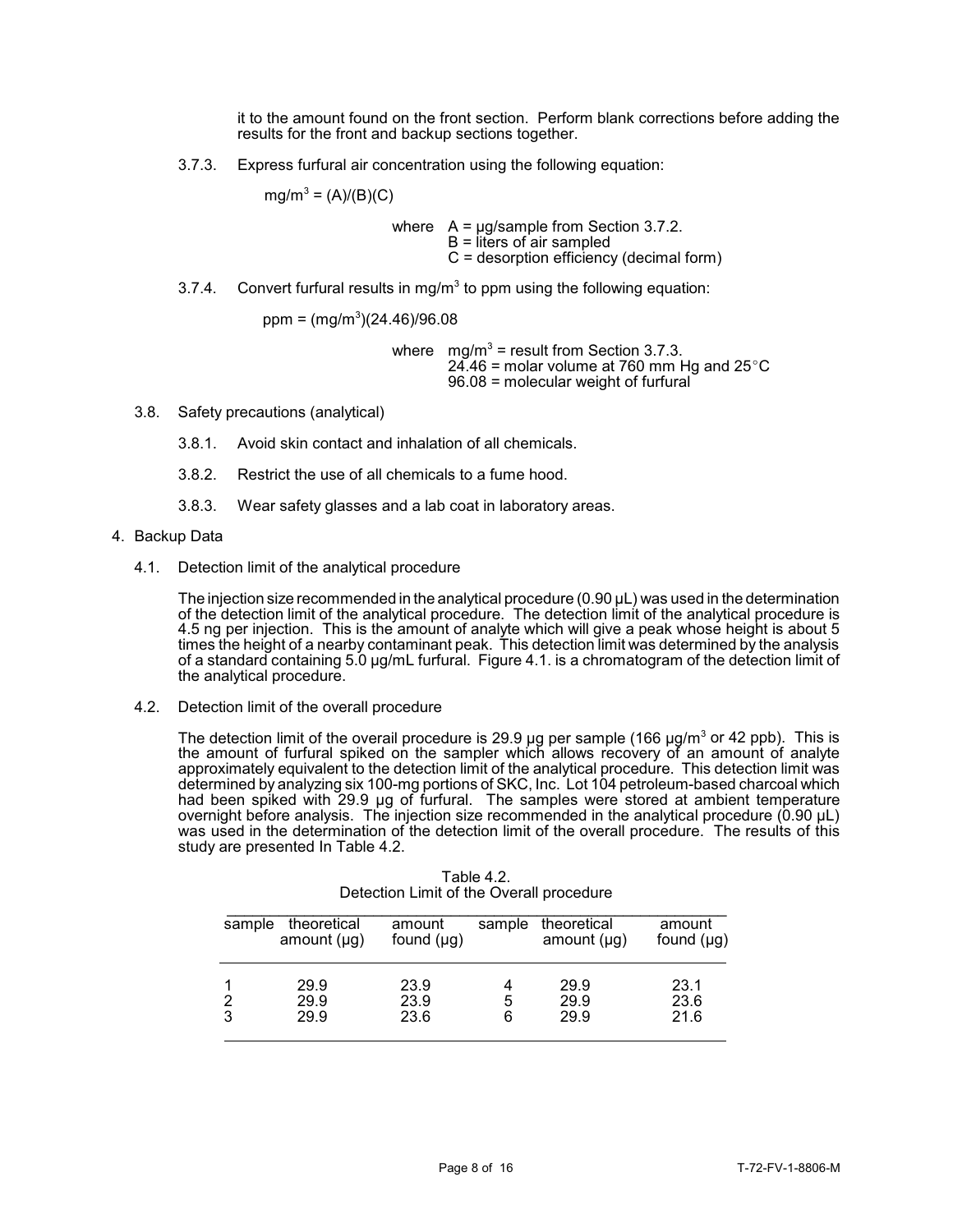it to the amount found on the front section. Perform blank corrections before adding the results for the front and backup sections together.

3.7.3. Express furfural air concentration using the following equation:

$$mg/m^3 = (A)/(B)(C)$$

where A = µg/sample from Section 3.7.2.
B = liters of air sampled
C = desorption efficiency (decimal form)

3.7.4. Convert furfural results in $mg/m^3$ to ppm using the following equation:

$$ppm = (mg/m^3)(24.46)/96.08$$

where $mg/m^3$ = result from Section 3.7.3.
24.46 = molar volume at 760 mm Hg and 25°C
96.08 = molecular weight of furfural

3.8. Safety precautions (analytical)

3.8.1. Avoid skin contact and inhalation of all chemicals.

3.8.2. Restrict the use of all chemicals to a fume hood.

3.8.3. Wear safety glasses and a lab coat in laboratory areas.

## 4. Backup Data

### 4.1. Detection limit of the analytical procedure

The injection size recommended in the analytical procedure (0.90 µL) was used in the determination of the detection limit of the analytical procedure. The detection limit of the analytical procedure is 4.5 ng per injection. This is the amount of analyte which will give a peak whose height is about 5 times the height of a nearby contaminant peak. This detection limit was determined by the analysis of a standard containing 5.0 µg/mL furfural. Figure 4.1. is a chromatogram of the detection limit of the analytical procedure.

### 4.2. Detection limit of the overall procedure

The detection limit of the overall procedure is 29.9 µg per sample (166 µg/$m^3$ or 42 ppb). This is the amount of furfural spiked on the sampler which allows recovery of an amount of analyte approximately equivalent to the detection limit of the analytical procedure. This detection limit was determined by analyzing six 100-mg portions of SKC, Inc. Lot 104 petroleum-based charcoal which had been spiked with 29.9 µg of furfural. The samples were stored at ambient temperature overnight before analysis. The injection size recommended in the analytical procedure (0.90 µL) was used in the determination of the detection limit of the overall procedure. The results of this study are presented In Table 4.2.

Table 4.2.
Detection Limit of the Overall procedure

| sample | theoretical amount (µg) | amount found (µg) | sample | theoretical amount (µg) | amount found (µg) |
|---|---|---|---|---|---|
| 1 | 29.9 | 23.9 | 4 | 29.9 | 23.1 |
| 2 | 29.9 | 23.9 | 5 | 29.9 | 23.6 |
| 3 | 29.9 | 23.6 | 6 | 29.9 | 21.6 |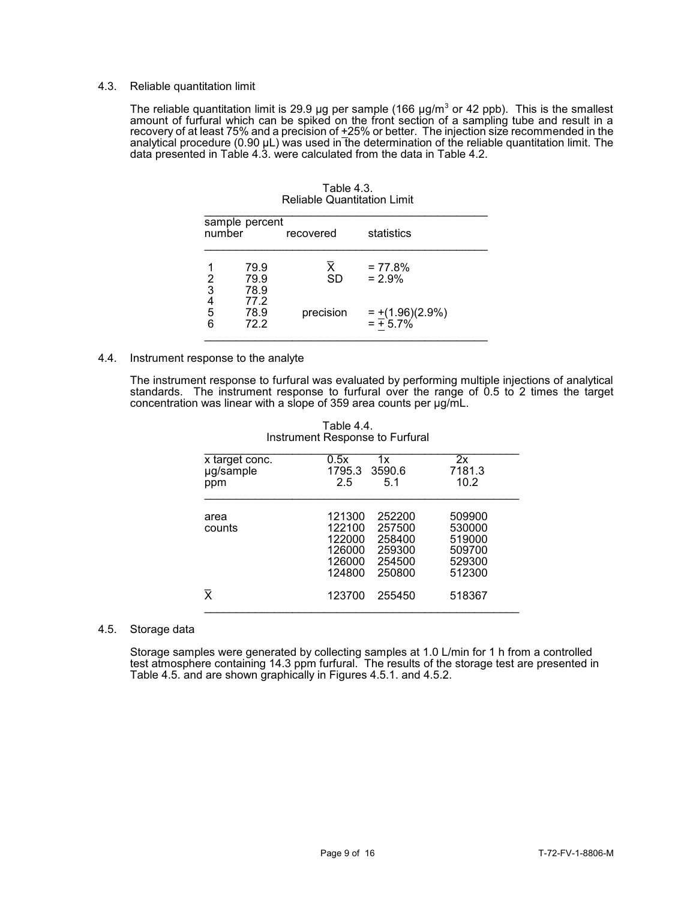## 4.3. Reliable quantitation limit

The reliable quantitation limit is 29.9 µg per sample (166 µg/m$^3$ or 42 ppb). This is the smallest amount of furfural which can be spiked on the front section of a sampling tube and result in a recovery of at least 75% and a precision of ±25% or better. The injection size recommended in the analytical procedure (0.90 µL) was used in the determination of the reliable quantitation limit. The data presented in Table 4.3. were calculated from the data in Table 4.2.

Table 4.3.
Reliable Quantitation Limit

| sample number | percent recovered | statistics | |
|---|---|---|---|
| 1 | 79.9 | $\bar{X}$ | = 77.8% |
| 2 | 79.9 | SD | = 2.9% |
| 3 | 78.9 | | |
| 4 | 77.2 | | |
| 5 | 78.9 | precision | = ±(1.96)(2.9%) |
| 6 | 72.2 | | = ± 5.7% |

## 4.4. Instrument response to the analyte

The instrument response to furfural was evaluated by performing multiple injections of analytical standards. The instrument response to furfural over the range of 0.5 to 2 times the target concentration was linear with a slope of 359 area counts per µg/mL.

Table 4.4.
Instrument Response to Furfural

| x target conc.<br>µg/sample<br>ppm | 0.5x<br>1795.3<br>2.5 | 1x<br>3590.6<br>5.1 | 2x<br>7181.3<br>10.2 |
|---|---|---|---|
| area counts | 121300 | 252200 | 509900 |
| | 122100 | 257500 | 530000 |
| | 122000 | 258400 | 519000 |
| | 126000 | 259300 | 509700 |
| | 126000 | 254500 | 529300 |
| | 124800 | 250800 | 512300 |
| $\bar{X}$ | 123700 | 255450 | 518367 |

## 4.5. Storage data

Storage samples were generated by collecting samples at 1.0 L/min for 1 h from a controlled test atmosphere containing 14.3 ppm furfural. The results of the storage test are presented in Table 4.5. and are shown graphically in Figures 4.5.1. and 4.5.2.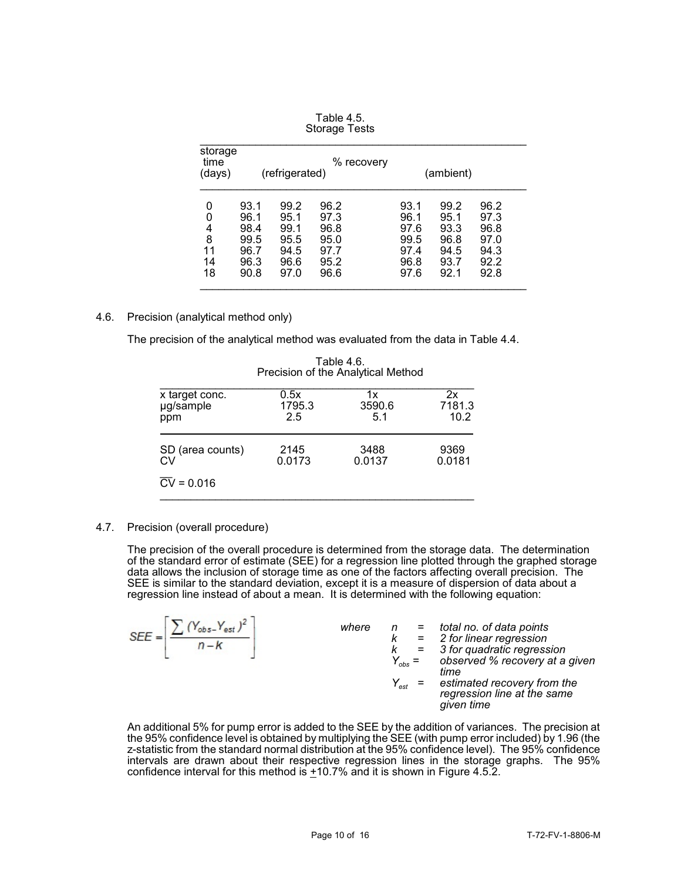Table 4.5.
Storage Tests

| storage time (days) | % recovery (refrigerated) | | | % recovery (ambient) | | |
|---|---|---|---|---|---|---|
| 0 | 93.1 | 99.2 | 96.2 | 93.1 | 99.2 | 96.2 |
| 0 | 96.1 | 95.1 | 97.3 | 96.1 | 95.1 | 97.3 |
| 4 | 98.4 | 99.1 | 96.8 | 97.6 | 93.3 | 96.8 |
| 8 | 99.5 | 95.5 | 95.0 | 99.5 | 96.8 | 97.0 |
| 11 | 96.7 | 94.5 | 97.7 | 97.4 | 94.5 | 94.3 |
| 14 | 96.3 | 96.6 | 95.2 | 96.8 | 93.7 | 92.2 |
| 18 | 90.8 | 97.0 | 96.6 | 97.6 | 92.1 | 92.8 |

4.6. Precision (analytical method only)

The precision of the analytical method was evaluated from the data in Table 4.4.

Table 4.6.
Precision of the Analytical Method

| x target conc. | 0.5x | 1x | 2x |
|---|---|---|---|
| µg/sample | 1795.3 | 3590.6 | 7181.3 |
| ppm | 2.5 | 5.1 | 10.2 |
| SD (area counts) | 2145 | 3488 | 9369 |
| CV | 0.0173 | 0.0137 | 0.0181 |

$\overline{CV} = 0.016$

4.7. Precision (overall procedure)

The precision of the overall procedure is determined from the storage data. The determination of the standard error of estimate (SEE) for a regression line plotted through the graphed storage data allows the inclusion of storage time as one of the factors affecting overall precision. The SEE is similar to the standard deviation, except it is a measure of dispersion of data about a regression line instead of about a mean. It is determined with the following equation:

$$SEE = \left[ \frac{\sum (Y_{obs} - Y_{est})^2}{n-k} \right]$$

where
- $n$ = total no. of data points
- $k$ = 2 for linear regression
- $k$ = 3 for quadratic regression
- $Y_{obs}$ = observed % recovery at a given time
- $Y_{est}$ = estimated recovery from the regression line at the same given time

An additional 5% for pump error is added to the SEE by the addition of variances. The precision at the 95% confidence level is obtained by multiplying the SEE (with pump error included) by 1.96 (the z-statistic from the standard normal distribution at the 95% confidence level). The 95% confidence intervals are drawn about their respective regression lines in the storage graphs. The 95% confidence interval for this method is ±10.7% and it is shown in Figure 4.5.2.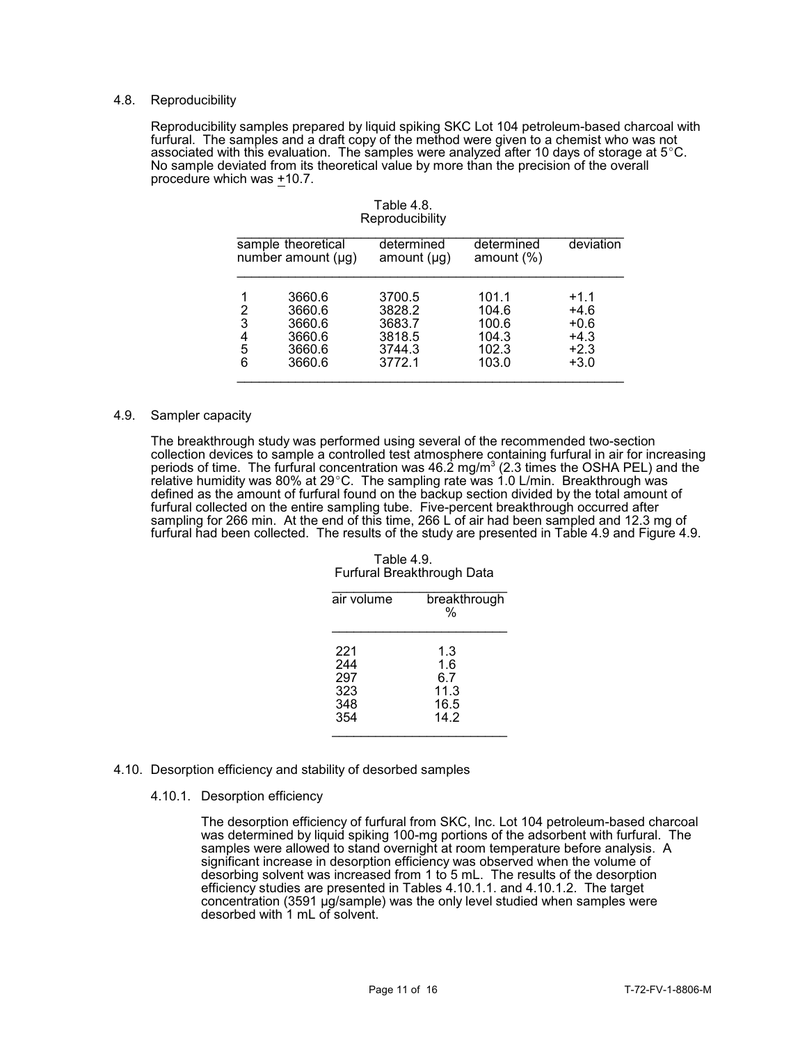### 4.8. Reproducibility

Reproducibility samples prepared by liquid spiking SKC Lot 104 petroleum-based charcoal with furfural. The samples and a draft copy of the method were given to a chemist who was not associated with this evaluation. The samples were analyzed after 10 days of storage at 5°C. No sample deviated from its theoretical value by more than the precision of the overall procedure which was ±10.7.

Table 4.8.
Reproducibility

| sample number | theoretical amount (µg) | determined amount (µg) | determined amount (%) | deviation |
|---|---|---|---|---|
| 1 | 3660.6 | 3700.5 | 101.1 | +1.1 |
| 2 | 3660.6 | 3828.2 | 104.6 | +4.6 |
| 3 | 3660.6 | 3683.7 | 100.6 | +0.6 |
| 4 | 3660.6 | 3818.5 | 104.3 | +4.3 |
| 5 | 3660.6 | 3744.3 | 102.3 | +2.3 |
| 6 | 3660.6 | 3772.1 | 103.0 | +3.0 |

### 4.9. Sampler capacity

The breakthrough study was performed using several of the recommended two-section collection devices to sample a controlled test atmosphere containing furfural in air for increasing periods of time. The furfural concentration was 46.2 mg/m$^3$ (2.3 times the OSHA PEL) and the relative humidity was 80% at 29°C. The sampling rate was 1.0 L/min. Breakthrough was defined as the amount of furfural found on the backup section divided by the total amount of furfural collected on the entire sampling tube. Five-percent breakthrough occurred after sampling for 266 min. At the end of this time, 266 L of air had been sampled and 12.3 mg of furfural had been collected. The results of the study are presented in Table 4.9 and Figure 4.9.

Table 4.9.
Furfural Breakthrough Data

| air volume | breakthrough % |
|---|---|
| 221 | 1.3 |
| 244 | 1.6 |
| 297 | 6.7 |
| 323 | 11.3 |
| 348 | 16.5 |
| 354 | 14.2 |

### 4.10. Desorption efficiency and stability of desorbed samples

#### 4.10.1. Desorption efficiency

The desorption efficiency of furfural from SKC, Inc. Lot 104 petroleum-based charcoal was determined by liquid spiking 100-mg portions of the adsorbent with furfural. The samples were allowed to stand overnight at room temperature before analysis. A significant increase in desorption efficiency was observed when the volume of desorbing solvent was increased from 1 to 5 mL. The results of the desorption efficiency studies are presented in Tables 4.10.1.1. and 4.10.1.2. The target concentration (3591 µg/sample) was the only level studied when samples were desorbed with 1 mL of solvent.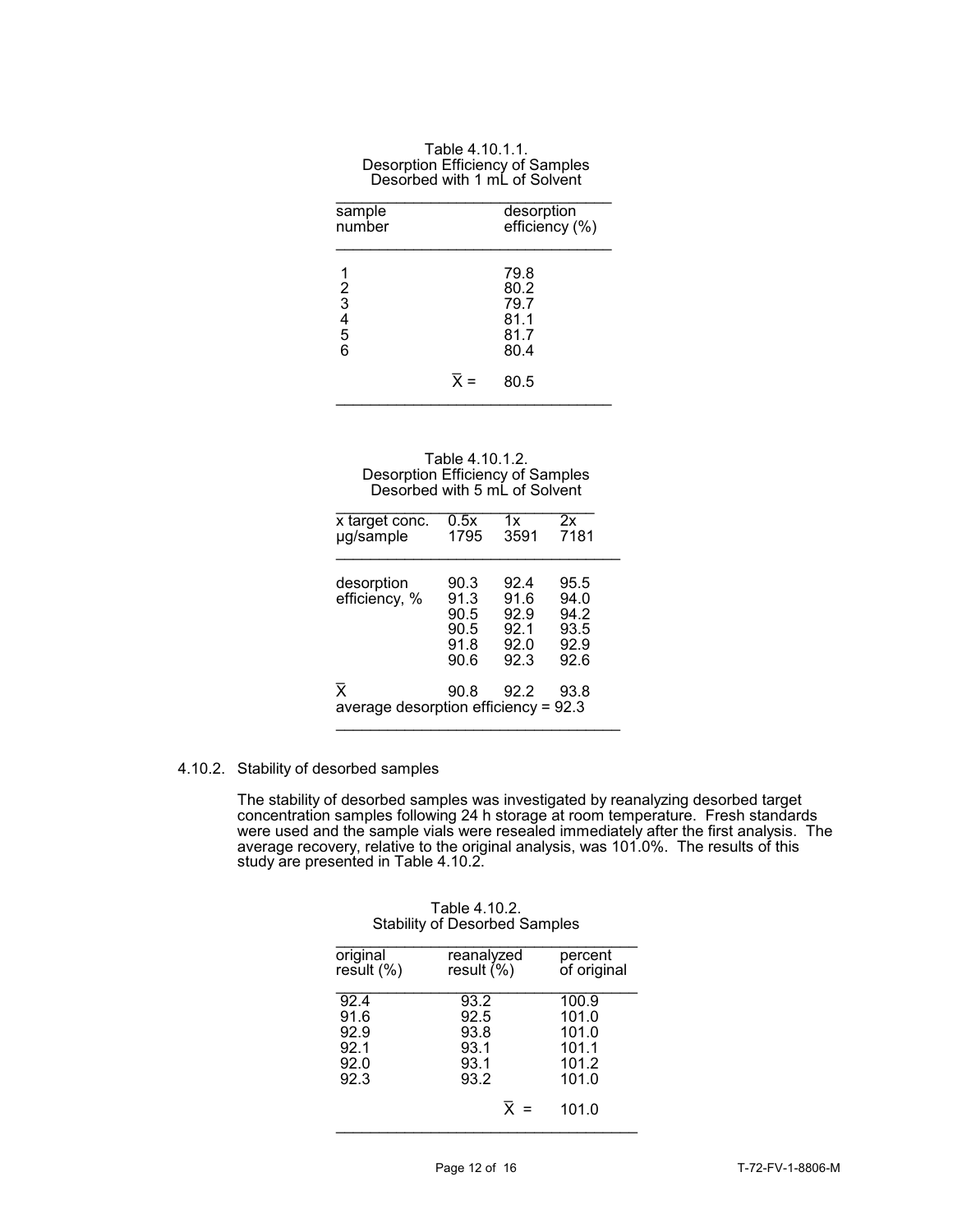Table 4.10.1.1.
Desorption Efficiency of Samples Desorbed with 1 mL of Solvent

| sample number | desorption efficiency (%) |
|---|---|
| 1 | 79.8 |
| 2 | 80.2 |
| 3 | 79.7 |
| 4 | 81.1 |
| 5 | 81.7 |
| 6 | 80.4 |
| $\overline{X}$ = | 80.5 |

Table 4.10.1.2.
Desorption Efficiency of Samples Desorbed with 5 mL of Solvent

| x target conc. | 0.5x | 1x | 2x |
|---|---|---|---|
| µg/sample | 1795 | 3591 | 7181 |
| desorption efficiency, % | 90.3 | 92.4 | 95.5 |
| | 91.3 | 91.6 | 94.0 |
| | 90.5 | 92.9 | 94.2 |
| | 90.5 | 92.1 | 93.5 |
| | 91.8 | 92.0 | 92.9 |
| | 90.6 | 92.3 | 92.6 |
| $\overline{X}$ | 90.8 | 92.2 | 93.8 |
| average desorption efficiency = 92.3 | | | |

4.10.2. Stability of desorbed samples

The stability of desorbed samples was investigated by reanalyzing desorbed target concentration samples following 24 h storage at room temperature. Fresh standards were used and the sample vials were resealed immediately after the first analysis. The average recovery, relative to the original analysis, was 101.0%. The results of this study are presented in Table 4.10.2.

Table 4.10.2.
Stability of Desorbed Samples

| original result (%) | reanalyzed result (%) | percent of original |
|---|---|---|
| 92.4 | 93.2 | 100.9 |
| 91.6 | 92.5 | 101.0 |
| 92.9 | 93.8 | 101.0 |
| 92.1 | 93.1 | 101.1 |
| 92.0 | 93.1 | 101.2 |
| 92.3 | 93.2 | 101.0 |
| | $\overline{X}$ = | 101.0 |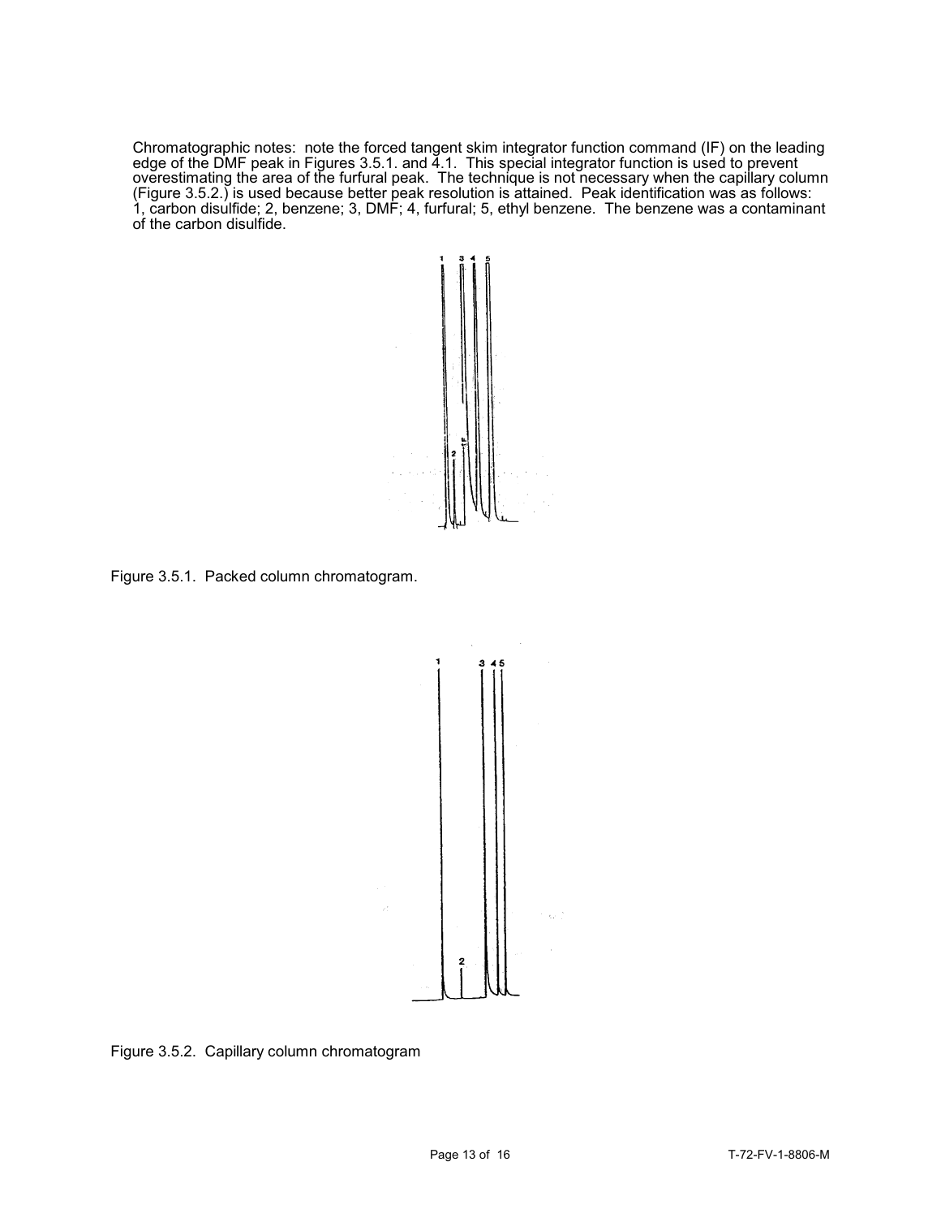Chromatographic notes: note the forced tangent skim integrator function command (IF) on the leading edge of the DMF peak in Figures 3.5.1. and 4.1. This special integrator function is used to prevent overestimating the area of the furfural peak. The technique is not necessary when the capillary column (Figure 3.5.2.) is used because better peak resolution is attained. Peak identification was as follows: 1, carbon disulfide; 2, benzene; 3, DMF; 4, furfural; 5, ethyl benzene. The benzene was a contaminant of the carbon disulfide.

Figure 3.5.1. Packed column chromatogram.

Figure 3.5.2. Capillary column chromatogram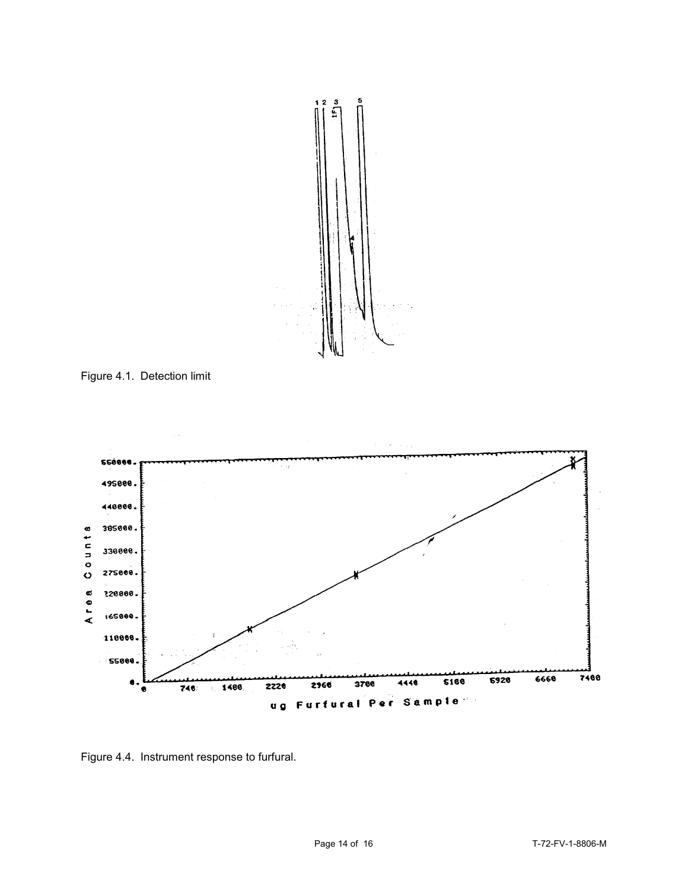Figure 4.1. Detection limit

Figure 4.4. Instrument response to furfural.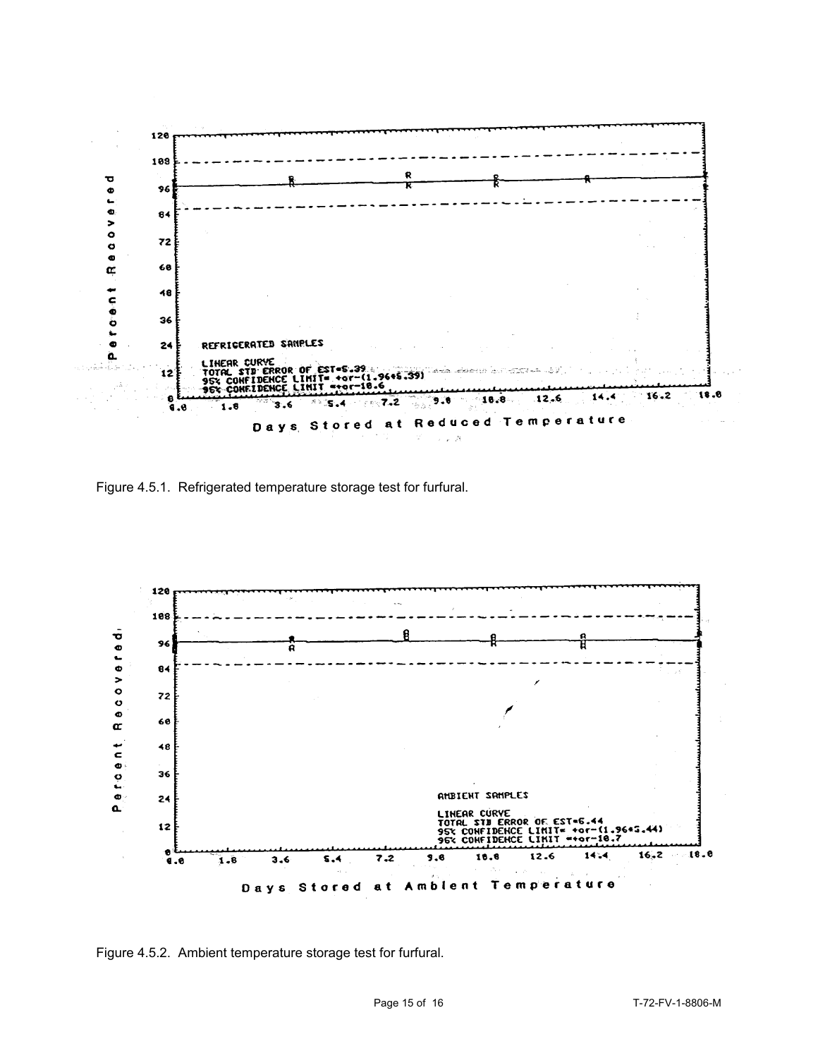Figure 4.5.1. Refrigerated temperature storage test for furfural.

Figure 4.5.2. Ambient temperature storage test for furfural.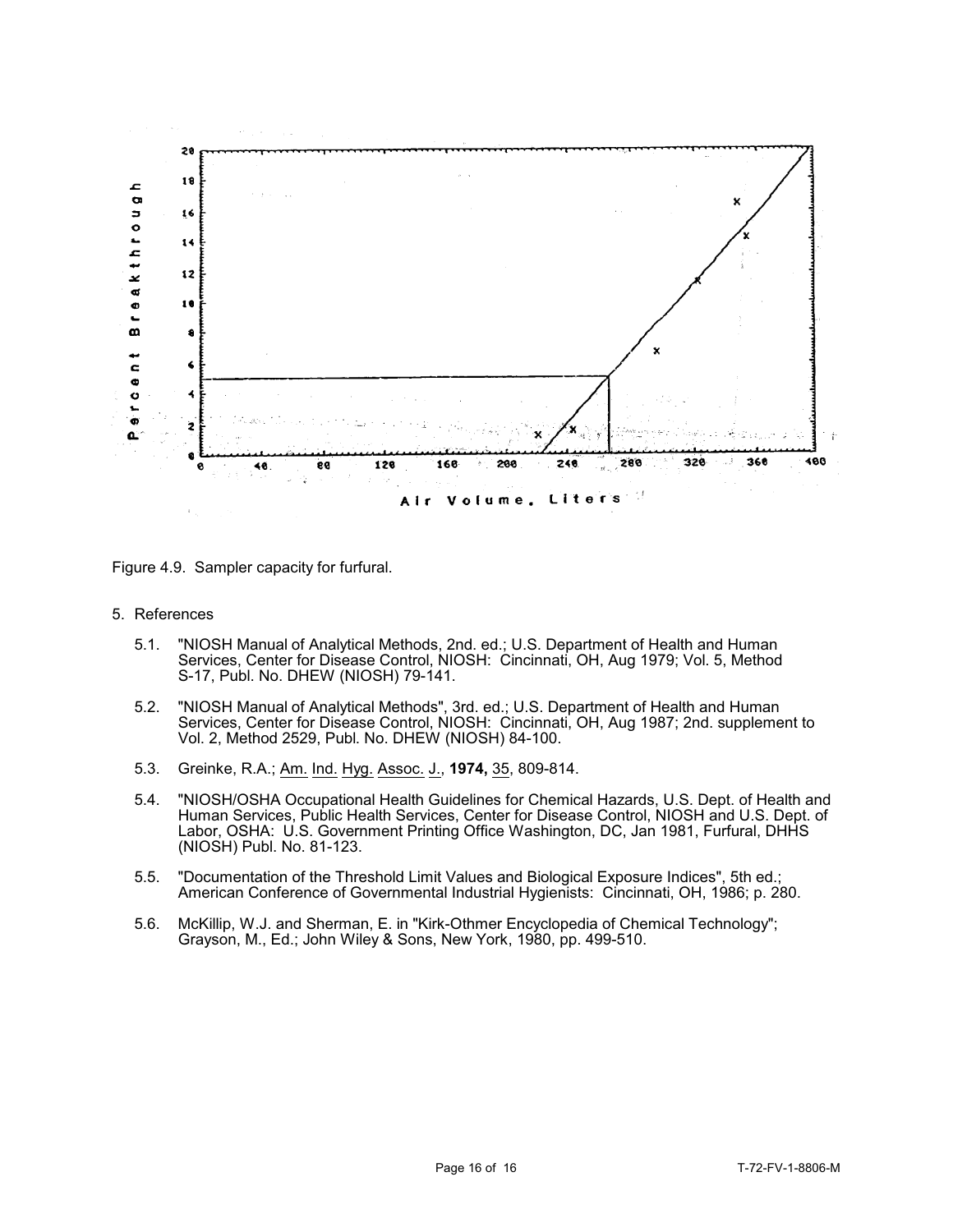20
18
16
14
12
10
8
6
4
2
0

0 40 80 120 160 200 240 280 320 360 400

Percent Breakthrough

Air Volume, Liters

Figure 4.9. Sampler capacity for furfural.

5. References

   5.1. "NIOSH Manual of Analytical Methods, 2nd. ed.; U.S. Department of Health and Human Services, Center for Disease Control, NIOSH: Cincinnati, OH, Aug 1979; Vol. 5, Method S-17, Publ. No. DHEW (NIOSH) 79-141.

   5.2. "NIOSH Manual of Analytical Methods", 3rd. ed.; U.S. Department of Health and Human Services, Center for Disease Control, NIOSH: Cincinnati, OH, Aug 1987; 2nd. supplement to Vol. 2, Method 2529, Publ. No. DHEW (NIOSH) 84-100.

   5.3. Greinke, R.A.; Am. Ind. Hyg. Assoc. J., **1974,** 35, 809-814.

   5.4. "NIOSH/OSHA Occupational Health Guidelines for Chemical Hazards, U.S. Dept. of Health and Human Services, Public Health Services, Center for Disease Control, NIOSH and U.S. Dept. of Labor, OSHA: U.S. Government Printing Office Washington, DC, Jan 1981, Furfural, DHHS (NIOSH) Publ. No. 81-123.

   5.5. "Documentation of the Threshold Limit Values and Biological Exposure Indices", 5th ed.; American Conference of Governmental Industrial Hygienists: Cincinnati, OH, 1986; p. 280.

   5.6. McKillip, W.J. and Sherman, E. in "Kirk-Othmer Encyclopedia of Chemical Technology"; Grayson, M., Ed.; John Wiley & Sons, New York, 1980, pp. 499-510.